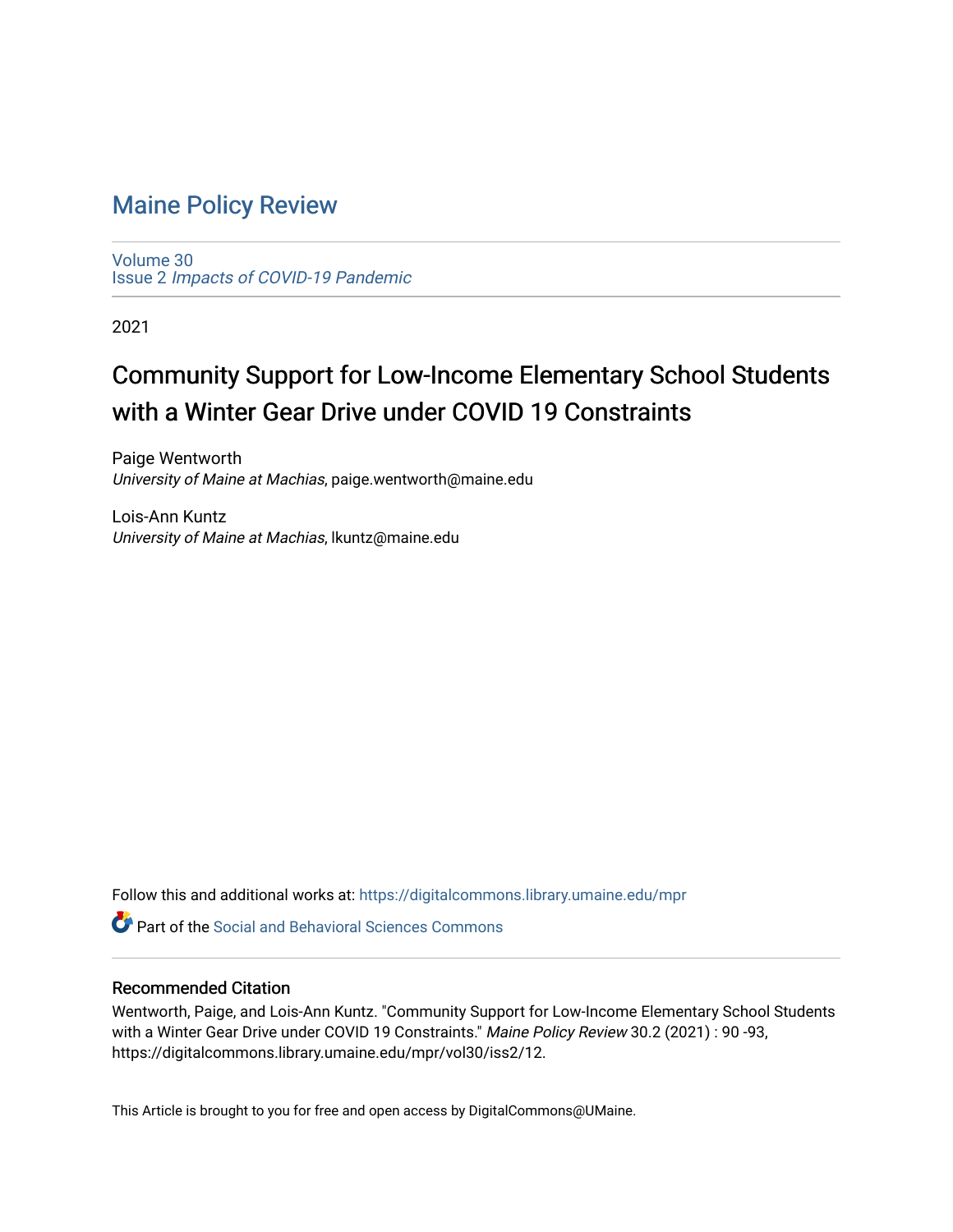# Maine Policy Review

Volume 30
Issue 2 *Impacts of COVID-19 Pandemic*

2021

## Community Support for Low-Income Elementary School Students with a Winter Gear Drive under COVID 19 Constraints

Paige Wentworth
*University of Maine at Machias*, paige.wentworth@maine.edu

Lois-Ann Kuntz
*University of Maine at Machias*, lkuntz@maine.edu

Follow this and additional works at: https://digitalcommons.library.umaine.edu/mpr

Part of the Social and Behavioral Sciences Commons

### Recommended Citation

Wentworth, Paige, and Lois-Ann Kuntz. "Community Support for Low-Income Elementary School Students with a Winter Gear Drive under COVID 19 Constraints." *Maine Policy Review* 30.2 (2021) : 90 -93, https://digitalcommons.library.umaine.edu/mpr/vol30/iss2/12.

This Article is brought to you for free and open access by DigitalCommons@UMaine.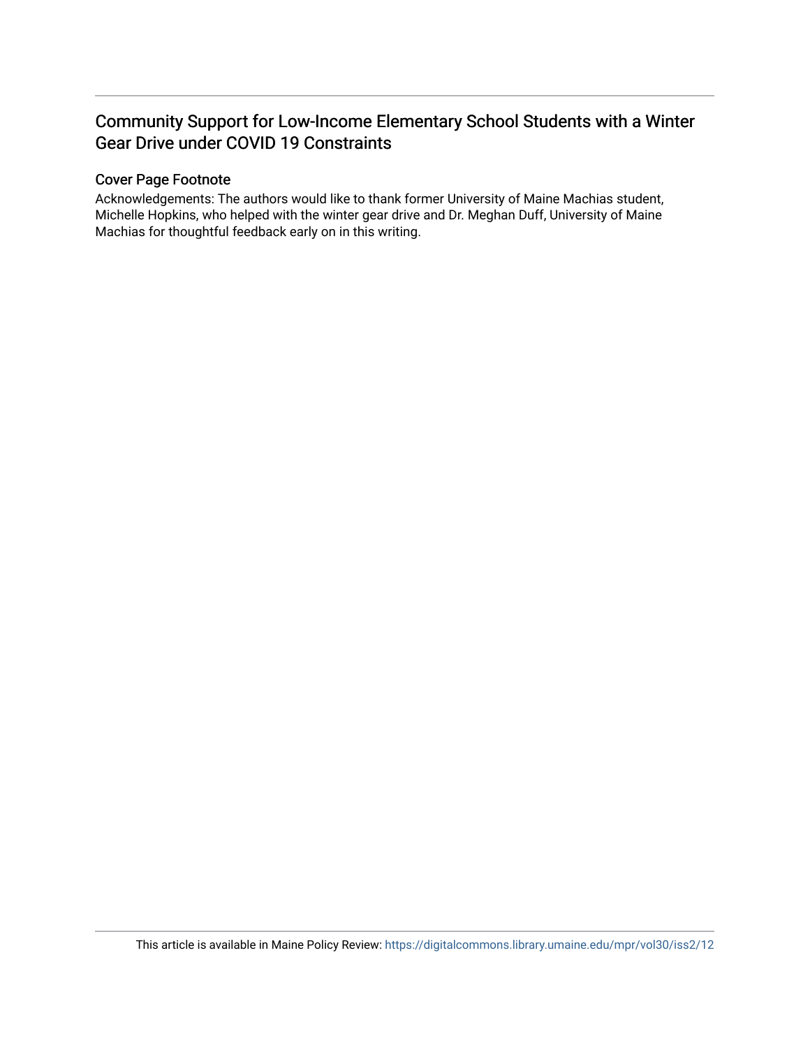## Community Support for Low-Income Elementary School Students with a Winter Gear Drive under COVID 19 Constraints

### Cover Page Footnote

Acknowledgements: The authors would like to thank former University of Maine Machias student, Michelle Hopkins, who helped with the winter gear drive and Dr. Meghan Duff, University of Maine Machias for thoughtful feedback early on in this writing.

This article is available in Maine Policy Review: https://digitalcommons.library.umaine.edu/mpr/vol30/iss2/12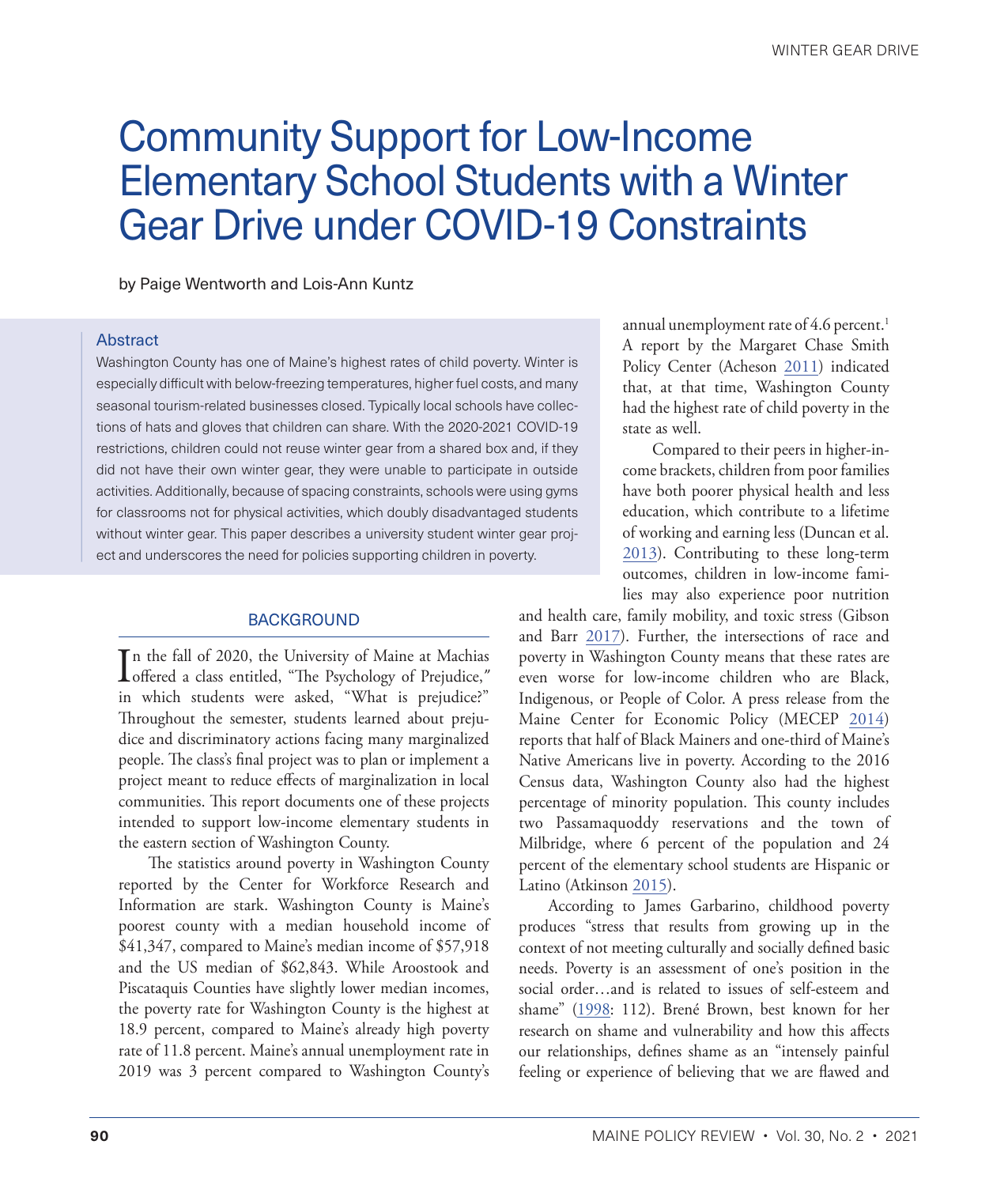# Community Support for Low-Income Elementary School Students with a Winter Gear Drive under COVID-19 Constraints

by Paige Wentworth and Lois-Ann Kuntz

### Abstract

Washington County has one of Maine's highest rates of child poverty. Winter is especially difficult with below-freezing temperatures, higher fuel costs, and many seasonal tourism-related businesses closed. Typically local schools have collections of hats and gloves that children can share. With the 2020-2021 COVID-19 restrictions, children could not reuse winter gear from a shared box and, if they did not have their own winter gear, they were unable to participate in outside activities. Additionally, because of spacing constraints, schools were using gyms for classrooms not for physical activities, which doubly disadvantaged students without winter gear. This paper describes a university student winter gear project and underscores the need for policies supporting children in poverty.

## BACKGROUND

In the fall of 2020, the University of Maine at Machias offered a class entitled, "The Psychology of Prejudice," in which students were asked, "What is prejudice?" Throughout the semester, students learned about prejudice and discriminatory actions facing many marginalized people. The class's final project was to plan or implement a project meant to reduce effects of marginalization in local communities. This report documents one of these projects intended to support low-income elementary students in the eastern section of Washington County.

The statistics around poverty in Washington County reported by the Center for Workforce Research and Information are stark. Washington County is Maine's poorest county with a median household income of $41,347, compared to Maine's median income of $57,918 and the US median of $62,843. While Aroostook and Piscataquis Counties have slightly lower median incomes, the poverty rate for Washington County is the highest at 18.9 percent, compared to Maine's already high poverty rate of 11.8 percent. Maine's annual unemployment rate in 2019 was 3 percent compared to Washington County's annual unemployment rate of 4.6 percent.[1] A report by the Margaret Chase Smith Policy Center (Acheson 2011) indicated that, at that time, Washington County had the highest rate of child poverty in the state as well.

Compared to their peers in higher-income brackets, children from poor families have both poorer physical health and less education, which contribute to a lifetime of working and earning less (Duncan et al. 2013). Contributing to these long-term outcomes, children in low-income families may also experience poor nutrition and health care, family mobility, and toxic stress (Gibson and Barr 2017). Further, the intersections of race and poverty in Washington County means that these rates are even worse for low-income children who are Black, Indigenous, or People of Color. A press release from the Maine Center for Economic Policy (MECEP 2014) reports that half of Black Mainers and one-third of Maine's Native Americans live in poverty. According to the 2016 Census data, Washington County also had the highest percentage of minority population. This county includes two Passamaquoddy reservations and the town of Milbridge, where 6 percent of the population and 24 percent of the elementary school students are Hispanic or Latino (Atkinson 2015).

According to James Garbarino, childhood poverty produces "stress that results from growing up in the context of not meeting culturally and socially defined basic needs. Poverty is an assessment of one's position in the social order…and is related to issues of self-esteem and shame" (1998: 112). Brené Brown, best known for her research on shame and vulnerability and how this affects our relationships, defines shame as an "intensely painful feeling or experience of believing that we are flawed and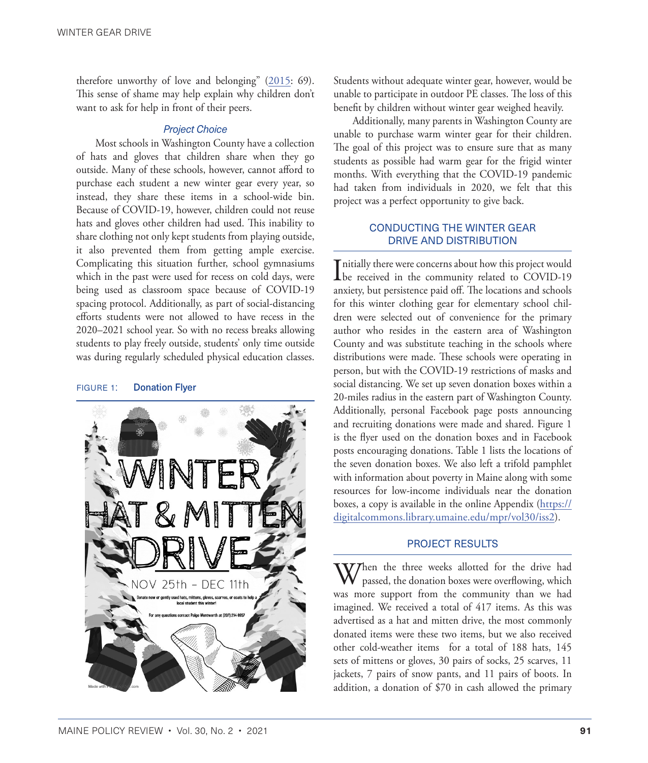therefore unworthy of love and belonging" (2015: 69). This sense of shame may help explain why children don't want to ask for help in front of their peers.

### *Project Choice*

Most schools in Washington County have a collection of hats and gloves that children share when they go outside. Many of these schools, however, cannot afford to purchase each student a new winter gear every year, so instead, they share these items in a school-wide bin. Because of COVID-19, however, children could not reuse hats and gloves other children had used. This inability to share clothing not only kept students from playing outside, it also prevented them from getting ample exercise. Complicating this situation further, school gymnasiums which in the past were used for recess on cold days, were being used as classroom space because of COVID-19 spacing protocol. Additionally, as part of social-distancing efforts students were not allowed to have recess in the 2020–2021 school year. So with no recess breaks allowing students to play freely outside, students' only time outside was during regularly scheduled physical education classes.

FIGURE 1: **Donation Flyer**

Students without adequate winter gear, however, would be unable to participate in outdoor PE classes. The loss of this benefit by children without winter gear weighed heavily.

Additionally, many parents in Washington County are unable to purchase warm winter gear for their children. The goal of this project was to ensure sure that as many students as possible had warm gear for the frigid winter months. With everything that the COVID-19 pandemic had taken from individuals in 2020, we felt that this project was a perfect opportunity to give back.

## CONDUCTING THE WINTER GEAR DRIVE AND DISTRIBUTION

Initially there were concerns about how this project would be received in the community related to COVID-19 anxiety, but persistence paid off. The locations and schools for this winter clothing gear for elementary school children were selected out of convenience for the primary author who resides in the eastern area of Washington County and was substitute teaching in the schools where distributions were made. These schools were operating in person, but with the COVID-19 restrictions of masks and social distancing. We set up seven donation boxes within a 20-miles radius in the eastern part of Washington County. Additionally, personal Facebook page posts announcing and recruiting donations were made and shared. Figure 1 is the flyer used on the donation boxes and in Facebook posts encouraging donations. Table 1 lists the locations of the seven donation boxes. We also left a trifold pamphlet with information about poverty in Maine along with some resources for low-income individuals near the donation boxes, a copy is available in the online Appendix (https://digitalcommons.library.umaine.edu/mpr/vol30/iss2).

## PROJECT RESULTS

When the three weeks allotted for the drive had passed, the donation boxes were overflowing, which was more support from the community than we had imagined. We received a total of 417 items. As this was advertised as a hat and mitten drive, the most commonly donated items were these two items, but we also received other cold-weather items for a total of 188 hats, 145 sets of mittens or gloves, 30 pairs of socks, 25 scarves, 11 jackets, 7 pairs of snow pants, and 11 pairs of boots. In addition, a donation of $70 in cash allowed the primary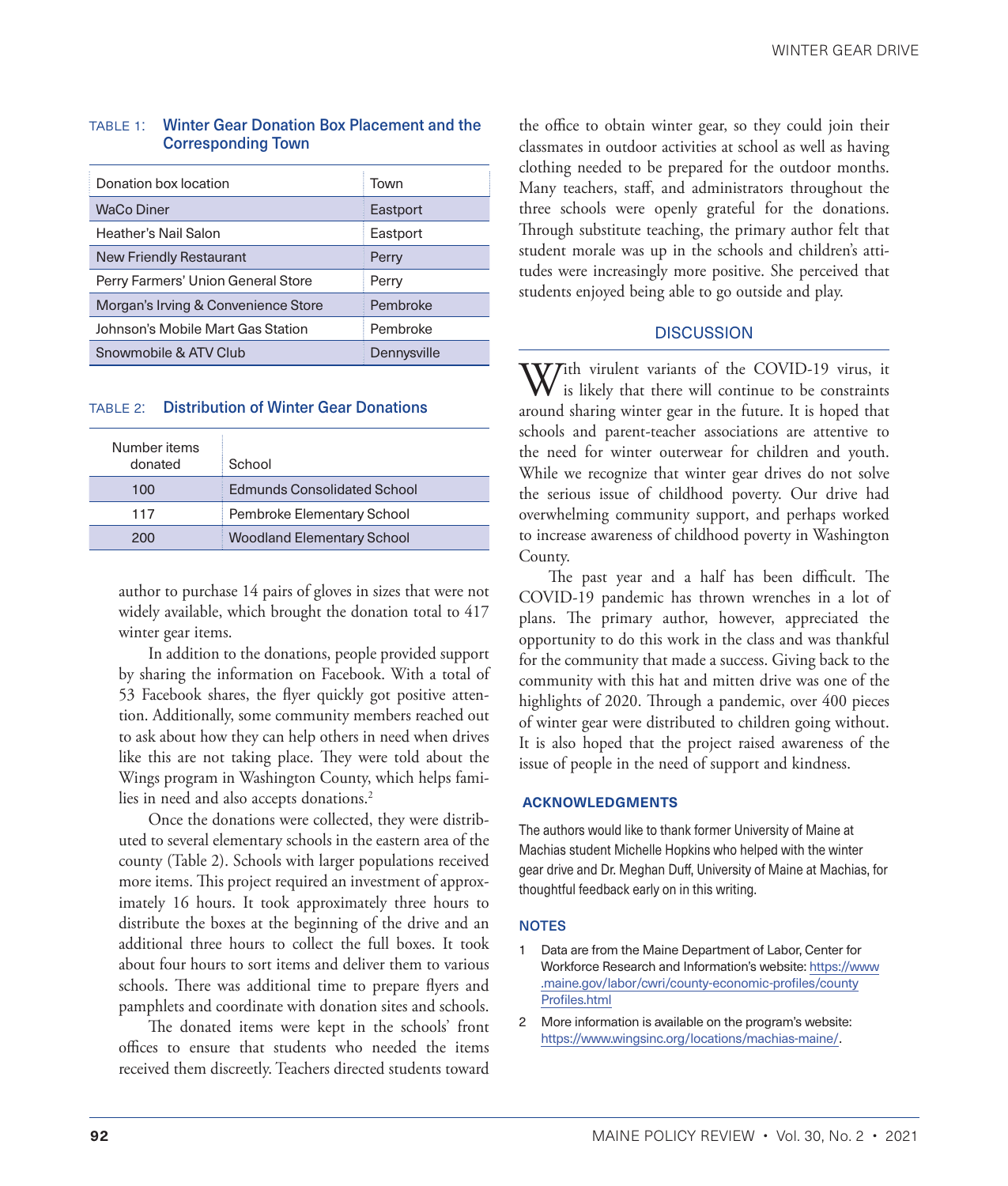TABLE 1: **Winter Gear Donation Box Placement and the Corresponding Town**

| Donation box location | Town |
|---|---|
| WaCo Diner | Eastport |
| Heather's Nail Salon | Eastport |
| New Friendly Restaurant | Perry |
| Perry Farmers' Union General Store | Perry |
| Morgan's Irving & Convenience Store | Pembroke |
| Johnson's Mobile Mart Gas Station | Pembroke |
| Snowmobile & ATV Club | Dennysville |

TABLE 2: **Distribution of Winter Gear Donations**

| Number items donated | School |
|---|---|
| 100 | Edmunds Consolidated School |
| 117 | Pembroke Elementary School |
| 200 | Woodland Elementary School |

author to purchase 14 pairs of gloves in sizes that were not widely available, which brought the donation total to 417 winter gear items.

In addition to the donations, people provided support by sharing the information on Facebook. With a total of 53 Facebook shares, the flyer quickly got positive attention. Additionally, some community members reached out to ask about how they can help others in need when drives like this are not taking place. They were told about the Wings program in Washington County, which helps families in need and also accepts donations.[2]

Once the donations were collected, they were distributed to several elementary schools in the eastern area of the county (Table 2). Schools with larger populations received more items. This project required an investment of approximately 16 hours. It took approximately three hours to distribute the boxes at the beginning of the drive and an additional three hours to collect the full boxes. It took about four hours to sort items and deliver them to various schools. There was additional time to prepare flyers and pamphlets and coordinate with donation sites and schools.

The donated items were kept in the schools' front offices to ensure that students who needed the items received them discreetly. Teachers directed students toward the office to obtain winter gear, so they could join their classmates in outdoor activities at school as well as having clothing needed to be prepared for the outdoor months. Many teachers, staff, and administrators throughout the three schools were openly grateful for the donations. Through substitute teaching, the primary author felt that student morale was up in the schools and children's attitudes were increasingly more positive. She perceived that students enjoyed being able to go outside and play.

## DISCUSSION

With virulent variants of the COVID-19 virus, it is likely that there will continue to be constraints around sharing winter gear in the future. It is hoped that schools and parent-teacher associations are attentive to the need for winter outerwear for children and youth. While we recognize that winter gear drives do not solve the serious issue of childhood poverty. Our drive had overwhelming community support, and perhaps worked to increase awareness of childhood poverty in Washington County.

The past year and a half has been difficult. The COVID-19 pandemic has thrown wrenches in a lot of plans. The primary author, however, appreciated the opportunity to do this work in the class and was thankful for the community that made a success. Giving back to the community with this hat and mitten drive was one of the highlights of 2020. Through a pandemic, over 400 pieces of winter gear were distributed to children going without. It is also hoped that the project raised awareness of the issue of people in the need of support and kindness.

### ACKNOWLEDGMENTS

The authors would like to thank former University of Maine at Machias student Michelle Hopkins who helped with the winter gear drive and Dr. Meghan Duff, University of Maine at Machias, for thoughtful feedback early on in this writing.

### NOTES

1. Data are from the Maine Department of Labor, Center for Workforce Research and Information's website: https://www.maine.gov/labor/cwri/county-economic-profiles/countyProfiles.html
2. More information is available on the program's website: https://www.wingsinc.org/locations/machias-maine/.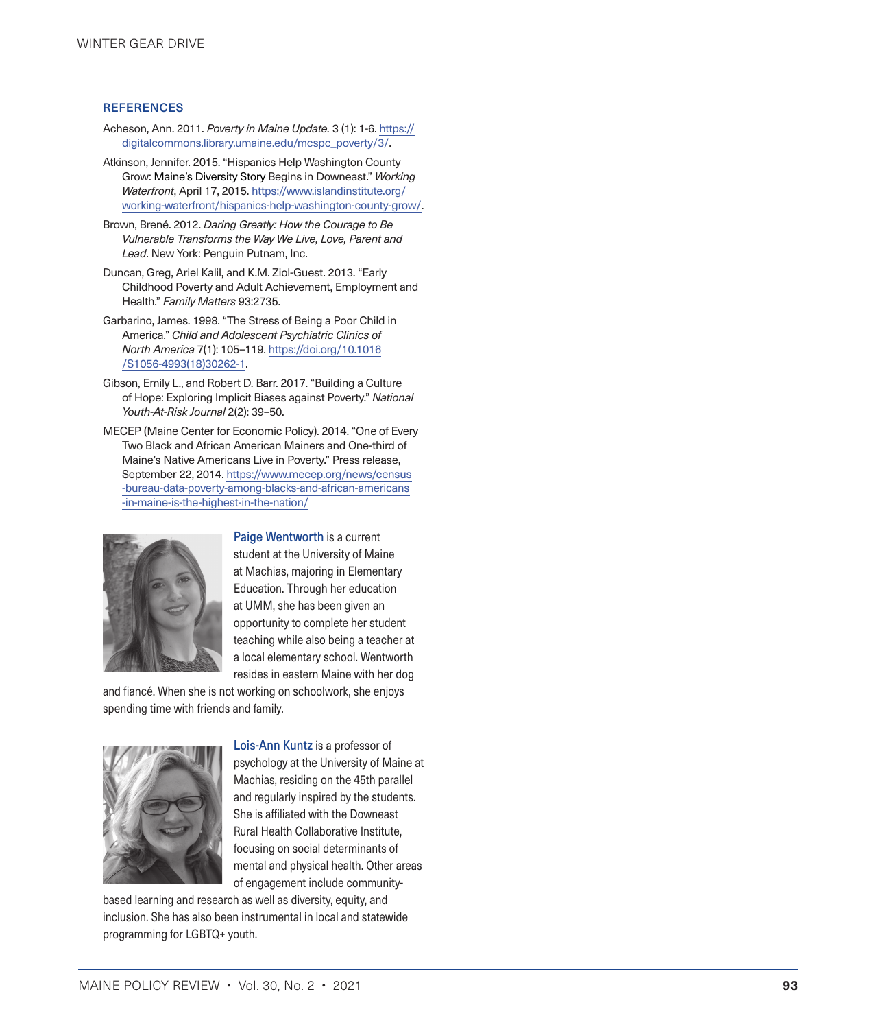## REFERENCES

Acheson, Ann. 2011. *Poverty in Maine Update.* 3 (1): 1-6. https://digitalcommons.library.umaine.edu/mcspc_poverty/3/.

Atkinson, Jennifer. 2015. "Hispanics Help Washington County Grow: Maine's Diversity Story Begins in Downeast." *Working Waterfront*, April 17, 2015. https://www.islandinstitute.org/working-waterfront/hispanics-help-washington-county-grow/.

Brown, Brené. 2012. *Daring Greatly: How the Courage to Be Vulnerable Transforms the Way We Live, Love, Parent and Lead*. New York: Penguin Putnam, Inc.

Duncan, Greg, Ariel Kalil, and K.M. Ziol-Guest. 2013. "Early Childhood Poverty and Adult Achievement, Employment and Health." *Family Matters* 93:2735.

Garbarino, James. 1998. "The Stress of Being a Poor Child in America." *Child and Adolescent Psychiatric Clinics of North America* 7(1): 105–119. https://doi.org/10.1016/S1056-4993(18)30262-1.

Gibson, Emily L., and Robert D. Barr. 2017. "Building a Culture of Hope: Exploring Implicit Biases against Poverty." *National Youth-At-Risk Journal* 2(2): 39–50.

MECEP (Maine Center for Economic Policy). 2014. "One of Every Two Black and African American Mainers and One-third of Maine's Native Americans Live in Poverty." Press release, September 22, 2014. https://www.mecep.org/news/census-bureau-data-poverty-among-blacks-and-african-americans-in-maine-is-the-highest-in-the-nation/

**Paige Wentworth** is a current student at the University of Maine at Machias, majoring in Elementary Education. Through her education at UMM, she has been given an opportunity to complete her student teaching while also being a teacher at a local elementary school. Wentworth resides in eastern Maine with her dog and fiancé. When she is not working on schoolwork, she enjoys spending time with friends and family.

**Lois-Ann Kuntz** is a professor of psychology at the University of Maine at Machias, residing on the 45th parallel and regularly inspired by the students. She is affiliated with the Downeast Rural Health Collaborative Institute, focusing on social determinants of mental and physical health. Other areas of engagement include community-based learning and research as well as diversity, equity, and inclusion. She has also been instrumental in local and statewide programming for LGBTQ+ youth.